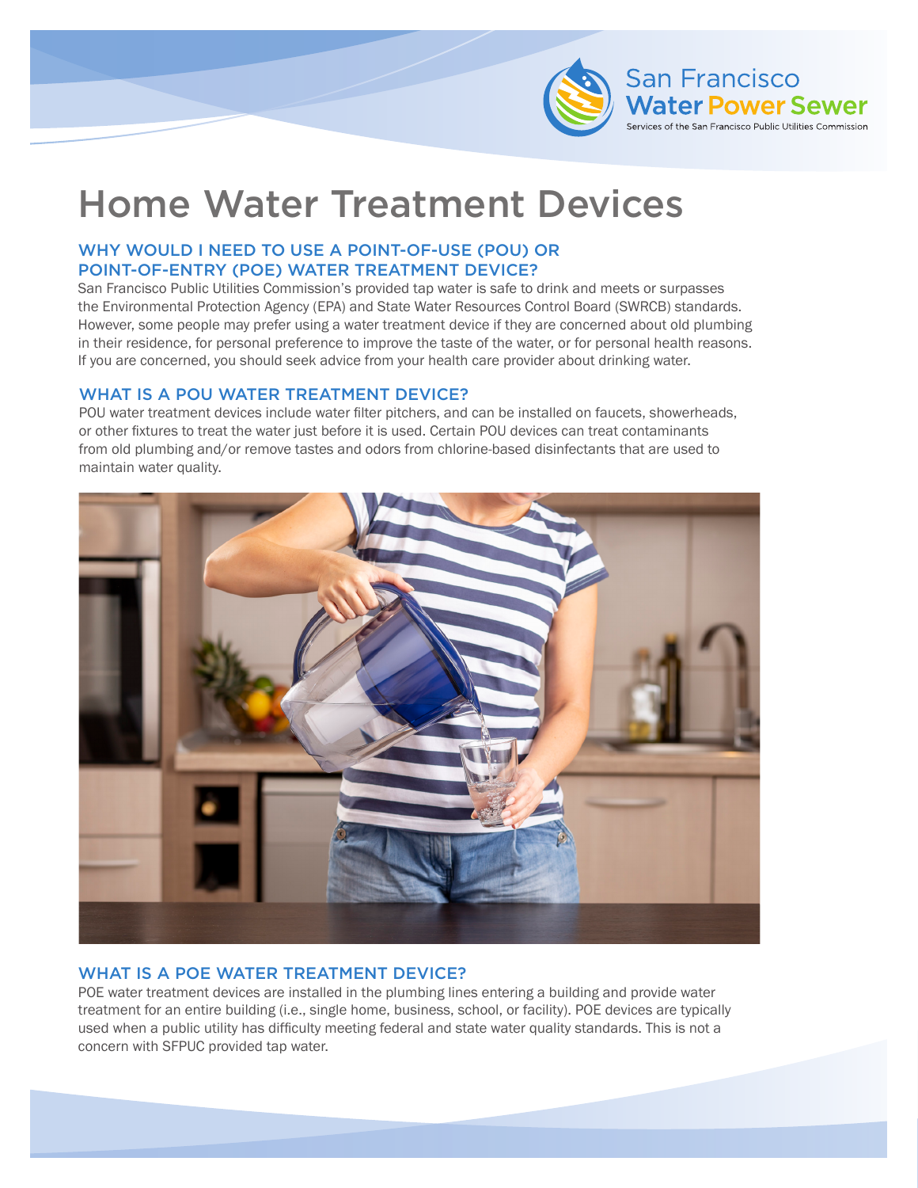# Home Water Treatment Devices

## WHY WOULD I NEED TO USE A POINT-OF-USE (POU) OR POINT-OF-ENTRY (POE) WATER TREATMENT DEVICE?

San Francisco Public Utilities Commission's provided tap water is safe to drink and meets or surpasses the Environmental Protection Agency (EPA) and State Water Resources Control Board (SWRCB) standards. However, some people may prefer using a water treatment device if they are concerned about old plumbing in their residence, for personal preference to improve the taste of the water, or for personal health reasons. If you are concerned, you should seek advice from your health care provider about drinking water.

## WHAT IS A POU WATER TREATMENT DEVICE?

POU water treatment devices include water filter pitchers, and can be installed on faucets, showerheads, or other fixtures to treat the water just before it is used. Certain POU devices can treat contaminants from old plumbing and/or remove tastes and odors from chlorine-based disinfectants that are used to maintain water quality.

## WHAT IS A POE WATER TREATMENT DEVICE?

POE water treatment devices are installed in the plumbing lines entering a building and provide water treatment for an entire building (i.e., single home, business, school, or facility). POE devices are typically used when a public utility has difficulty meeting federal and state water quality standards. This is not a concern with SFPUC provided tap water.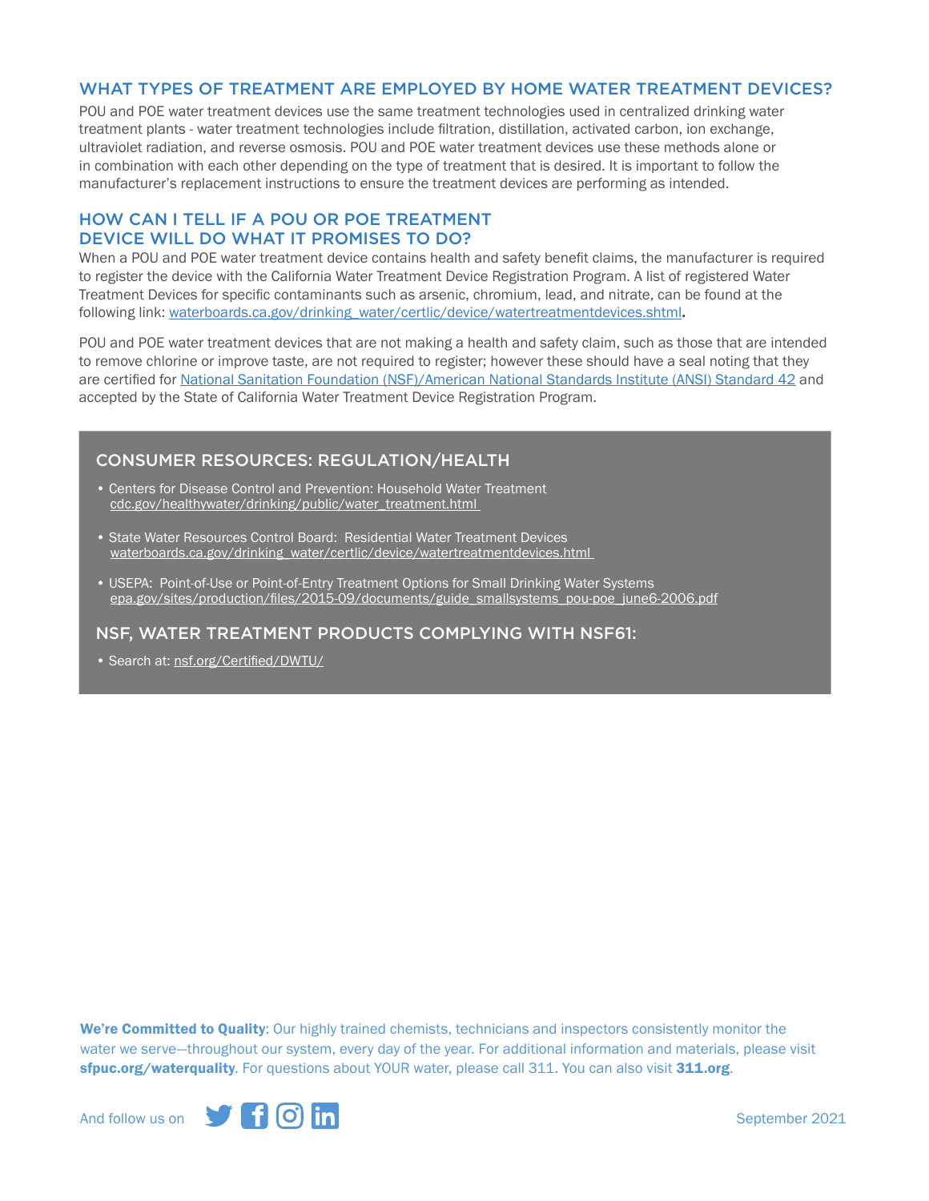## WHAT TYPES OF TREATMENT ARE EMPLOYED BY HOME WATER TREATMENT DEVICES?

POU and POE water treatment devices use the same treatment technologies used in centralized drinking water treatment plants - water treatment technologies include filtration, distillation, activated carbon, ion exchange, ultraviolet radiation, and reverse osmosis. POU and POE water treatment devices use these methods alone or in combination with each other depending on the type of treatment that is desired. It is important to follow the manufacturer's replacement instructions to ensure the treatment devices are performing as intended.

## HOW CAN I TELL IF A POU OR POE TREATMENT DEVICE WILL DO WHAT IT PROMISES TO DO?

When a POU and POE water treatment device contains health and safety benefit claims, the manufacturer is required to register the device with the California Water Treatment Device Registration Program. A list of registered Water Treatment Devices for specific contaminants such as arsenic, chromium, lead, and nitrate, can be found at the following link: waterboards.ca.gov/drinking_water/certlic/device/watertreatmentdevices.shtml**.**

POU and POE water treatment devices that are not making a health and safety claim, such as those that are intended to remove chlorine or improve taste, are not required to register; however these should have a seal noting that they are certified for National Sanitation Foundation (NSF)/American National Standards Institute (ANSI) Standard 42 and accepted by the State of California Water Treatment Device Registration Program.

### CONSUMER RESOURCES: REGULATION/HEALTH

- Centers for Disease Control and Prevention: Household Water Treatment
  cdc.gov/healthywater/drinking/public/water_treatment.html
- State Water Resources Control Board: Residential Water Treatment Devices
  waterboards.ca.gov/drinking_water/certlic/device/watertreatmentdevices.html
- USEPA: Point-of-Use or Point-of-Entry Treatment Options for Small Drinking Water Systems
  epa.gov/sites/production/files/2015-09/documents/guide_smallsystems_pou-poe_june6-2006.pdf

### NSF, WATER TREATMENT PRODUCTS COMPLYING WITH NSF61:

- Search at: nsf.org/Certified/DWTU/

**We're Committed to Quality**: Our highly trained chemists, technicians and inspectors consistently monitor the water we serve—throughout our system, every day of the year. For additional information and materials, please visit **sfpuc.org/waterquality**. For questions about YOUR water, please call 311. You can also visit **311.org**.

And follow us on

September 2021